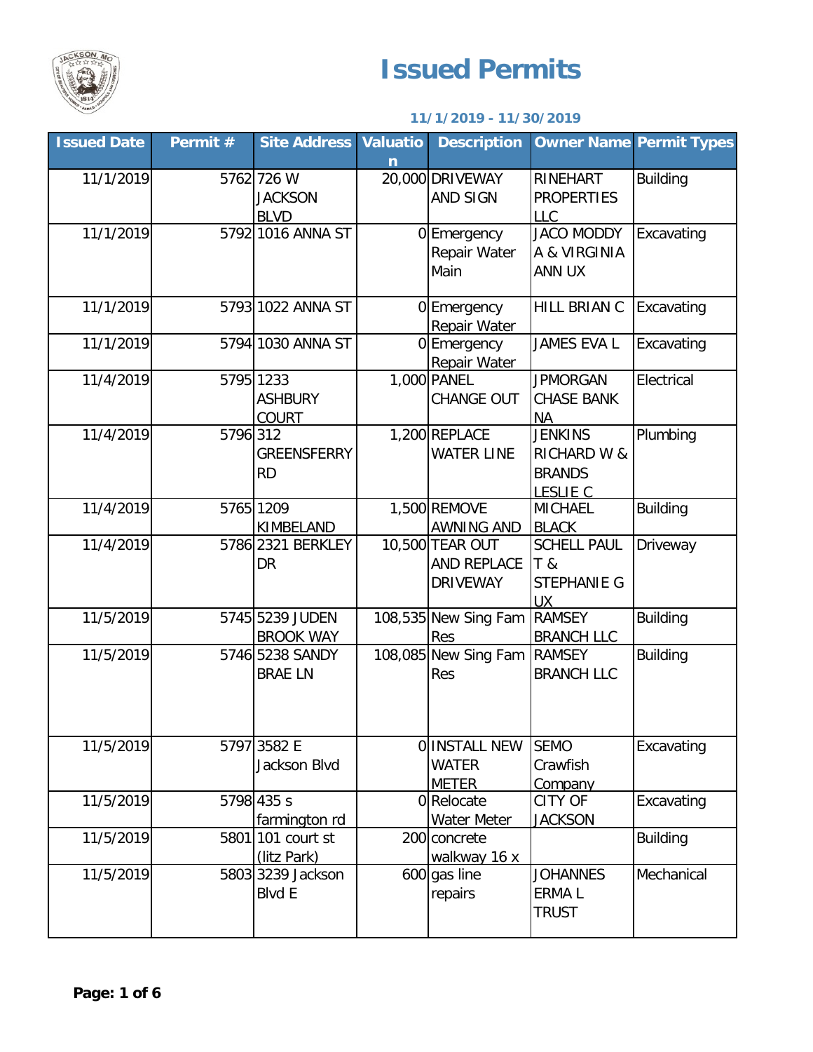# Issued Permits

**11/1/2019 - 11/30/2019**

| Issued Date | Permit # | Site Address | Valuation | Description | Owner Name | Permit Types |
|---|---|---|---|---|---|---|
| 11/1/2019 | 5762 | 726 W JACKSON BLVD | 20,000 | DRIVEWAY AND SIGN | RINEHART PROPERTIES LLC | Building |
| 11/1/2019 | 5792 | 1016 ANNA ST | 0 | Emergency Repair Water Main | JACO MODDY A & VIRGINIA ANN UX | Excavating |
| 11/1/2019 | 5793 | 1022 ANNA ST | 0 | Emergency Repair Water | HILL BRIAN C | Excavating |
| 11/1/2019 | 5794 | 1030 ANNA ST | 0 | Emergency Repair Water | JAMES EVA L | Excavating |
| 11/4/2019 | 5795 | 1233 ASHBURY COURT | 1,000 | PANEL CHANGE OUT | JPMORGAN CHASE BANK NA | Electrical |
| 11/4/2019 | 5796 | 312 GREENSFERRY RD | 1,200 | REPLACE WATER LINE | JENKINS RICHARD W & BRANDS LESLIE C | Plumbing |
| 11/4/2019 | 5765 | 1209 KIMBELAND | 1,500 | REMOVE AWNING AND | MICHAEL BLACK | Building |
| 11/4/2019 | 5786 | 2321 BERKLEY DR | 10,500 | TEAR OUT AND REPLACE DRIVEWAY | SCHELL PAUL T & STEPHANIE G UX | Driveway |
| 11/5/2019 | 5745 | 5239 JUDEN BROOK WAY | 108,535 | New Sing Fam Res | RAMSEY BRANCH LLC | Building |
| 11/5/2019 | 5746 | 5238 SANDY BRAE LN | 108,085 | New Sing Fam Res | RAMSEY BRANCH LLC | Building |
| 11/5/2019 | 5797 | 3582 E Jackson Blvd | 0 | INSTALL NEW WATER METER | SEMO Crawfish Company | Excavating |
| 11/5/2019 | 5798 | 435 s farmington rd | 0 | Relocate Water Meter | CITY OF JACKSON | Excavating |
| 11/5/2019 | 5801 | 101 court st (litz Park) | 200 | concrete walkway 16 x | | Building |
| 11/5/2019 | 5803 | 3239 Jackson Blvd E | 600 | gas line repairs | JOHANNES ERMA L TRUST | Mechanical |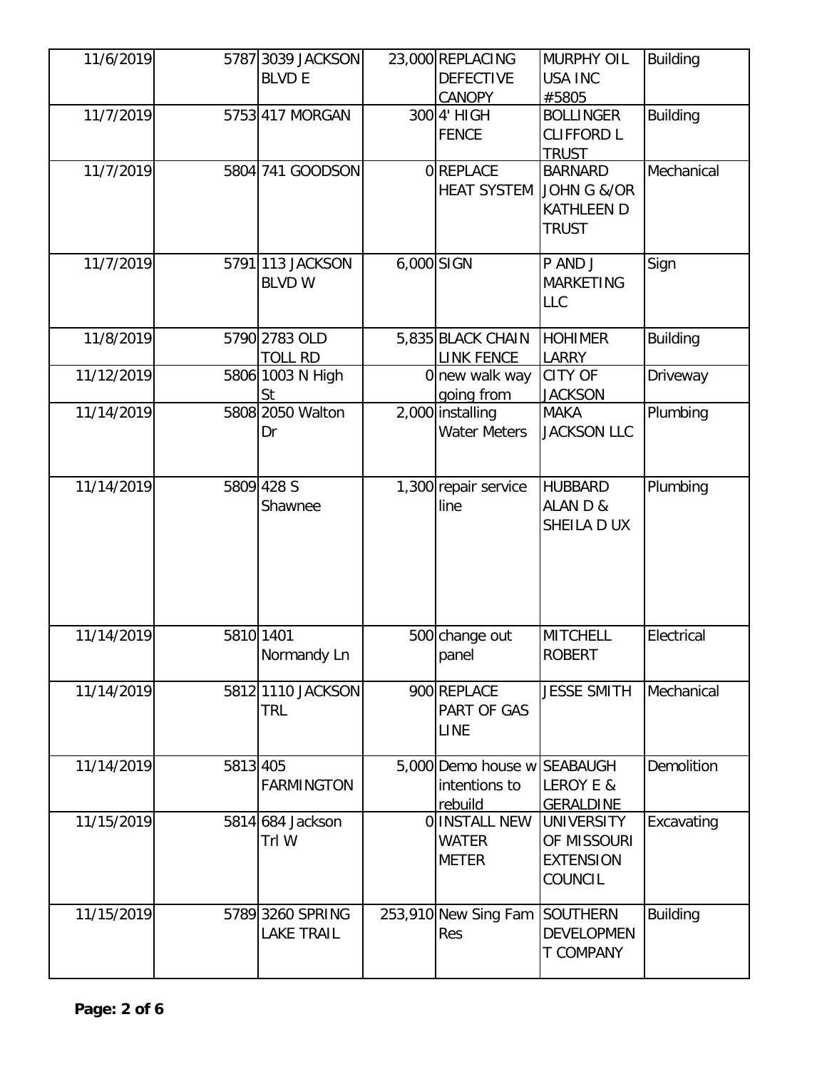| | | | | | | |
|---|---|---|---|---|---|---|
| 11/6/2019 | 5787 | 3039 JACKSON BLVD E | 23,000 | REPLACING DEFECTIVE CANOPY | MURPHY OIL USA INC #5805 | Building |
| 11/7/2019 | 5753 | 417 MORGAN | 300 | 4' HIGH FENCE | BOLLINGER CLIFFORD L TRUST | Building |
| 11/7/2019 | 5804 | 741 GOODSON | 0 | REPLACE HEAT SYSTEM | BARNARD JOHN G &/OR KATHLEEN D TRUST | Mechanical |
| 11/7/2019 | 5791 | 113 JACKSON BLVD W | 6,000 | SIGN | P AND J MARKETING LLC | Sign |
| 11/8/2019 | 5790 | 2783 OLD TOLL RD | 5,835 | BLACK CHAIN LINK FENCE | HOHIMER LARRY | Building |
| 11/12/2019 | 5806 | 1003 N High St | 0 | new walk way going from | CITY OF JACKSON | Driveway |
| 11/14/2019 | 5808 | 2050 Walton Dr | 2,000 | installing Water Meters | MAKA JACKSON LLC | Plumbing |
| 11/14/2019 | 5809 | 428 S Shawnee | 1,300 | repair service line | HUBBARD ALAN D & SHEILA D UX | Plumbing |
| 11/14/2019 | 5810 | 1401 Normandy Ln | 500 | change out panel | MITCHELL ROBERT | Electrical |
| 11/14/2019 | 5812 | 1110 JACKSON TRL | 900 | REPLACE PART OF GAS LINE | JESSE SMITH | Mechanical |
| 11/14/2019 | 5813 | 405 FARMINGTON | 5,000 | Demo house w intentions to rebuild | SEABAUGH LEROY E & GERALDINE | Demolition |
| 11/15/2019 | 5814 | 684 Jackson Trl W | 0 | INSTALL NEW WATER METER | UNIVERSITY OF MISSOURI EXTENSION COUNCIL | Excavating |
| 11/15/2019 | 5789 | 3260 SPRING LAKE TRAIL | 253,910 | New Sing Fam Res | SOUTHERN DEVELOPMENT COMPANY | Building |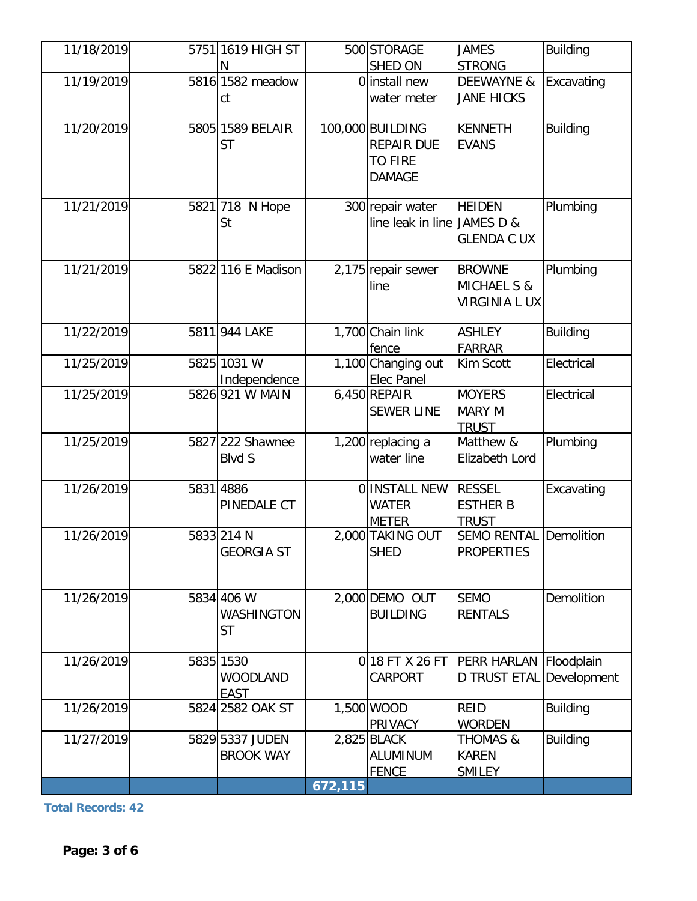| | | | | | | |
|---|---|---|---|---|---|---|
| 11/18/2019 | 5751 | 1619 HIGH ST N | 500 | STORAGE SHED ON | JAMES STRONG | Building |
| 11/19/2019 | 5816 | 1582 meadow ct | 0 | install new water meter | DEEWAYNE & JANE HICKS | Excavating |
| 11/20/2019 | 5805 | 1589 BELAIR ST | 100,000 | BUILDING REPAIR DUE TO FIRE DAMAGE | KENNETH EVANS | Building |
| 11/21/2019 | 5821 | 718 N Hope St | 300 | repair water line leak in line | HEIDEN JAMES D & GLENDA C UX | Plumbing |
| 11/21/2019 | 5822 | 116 E Madison | 2,175 | repair sewer line | BROWNE MICHAEL S & VIRGINIA L UX | Plumbing |
| 11/22/2019 | 5811 | 944 LAKE | 1,700 | Chain link fence | ASHLEY FARRAR | Building |
| 11/25/2019 | 5825 | 1031 W Independence | 1,100 | Changing out Elec Panel | Kim Scott | Electrical |
| 11/25/2019 | 5826 | 921 W MAIN | 6,450 | REPAIR SEWER LINE | MOYERS MARY M TRUST | Electrical |
| 11/25/2019 | 5827 | 222 Shawnee Blvd S | 1,200 | replacing a water line | Matthew & Elizabeth Lord | Plumbing |
| 11/26/2019 | 5831 | 4886 PINEDALE CT | 0 | INSTALL NEW WATER METER | RESSEL ESTHER B TRUST | Excavating |
| 11/26/2019 | 5833 | 214 N GEORGIA ST | 2,000 | TAKING OUT SHED | SEMO RENTAL PROPERTIES | Demolition |
| 11/26/2019 | 5834 | 406 W WASHINGTON ST | 2,000 | DEMO OUT BUILDING | SEMO RENTALS | Demolition |
| 11/26/2019 | 5835 | 1530 WOODLAND EAST | 0 | 18 FT X 26 FT CARPORT | PERR HARLAN D TRUST ETAL | Floodplain Development |
| 11/26/2019 | 5824 | 2582 OAK ST | 1,500 | WOOD PRIVACY | REID WORDEN | Building |
| 11/27/2019 | 5829 | 5337 JUDEN BROOK WAY | 2,825 | BLACK ALUMINUM FENCE | THOMAS & KAREN SMILEY | Building |
| | | | **672,115** | | | |

**Total Records: 42**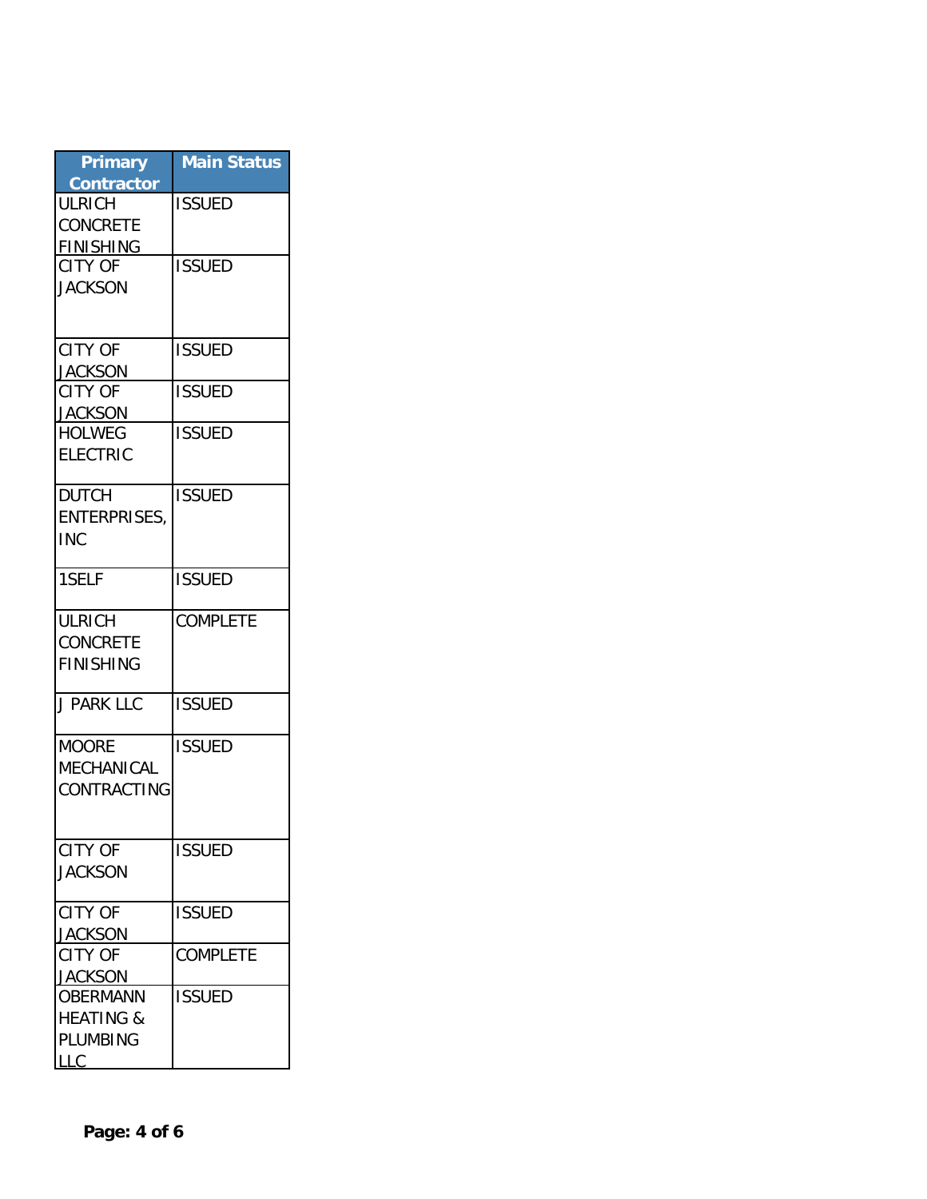| Primary Contractor | Main Status |
|---|---|
| ULRICH CONCRETE FINISHING | ISSUED |
| CITY OF JACKSON | ISSUED |
| CITY OF JACKSON | ISSUED |
| CITY OF JACKSON | ISSUED |
| HOLWEG ELECTRIC | ISSUED |
| DUTCH ENTERPRISES, INC | ISSUED |
| 1SELF | ISSUED |
| ULRICH CONCRETE FINISHING | COMPLETE |
| J PARK LLC | ISSUED |
| MOORE MECHANICAL CONTRACTING | ISSUED |
| CITY OF JACKSON | ISSUED |
| CITY OF JACKSON | ISSUED |
| CITY OF JACKSON | COMPLETE |
| OBERMANN HEATING & PLUMBING LLC | ISSUED |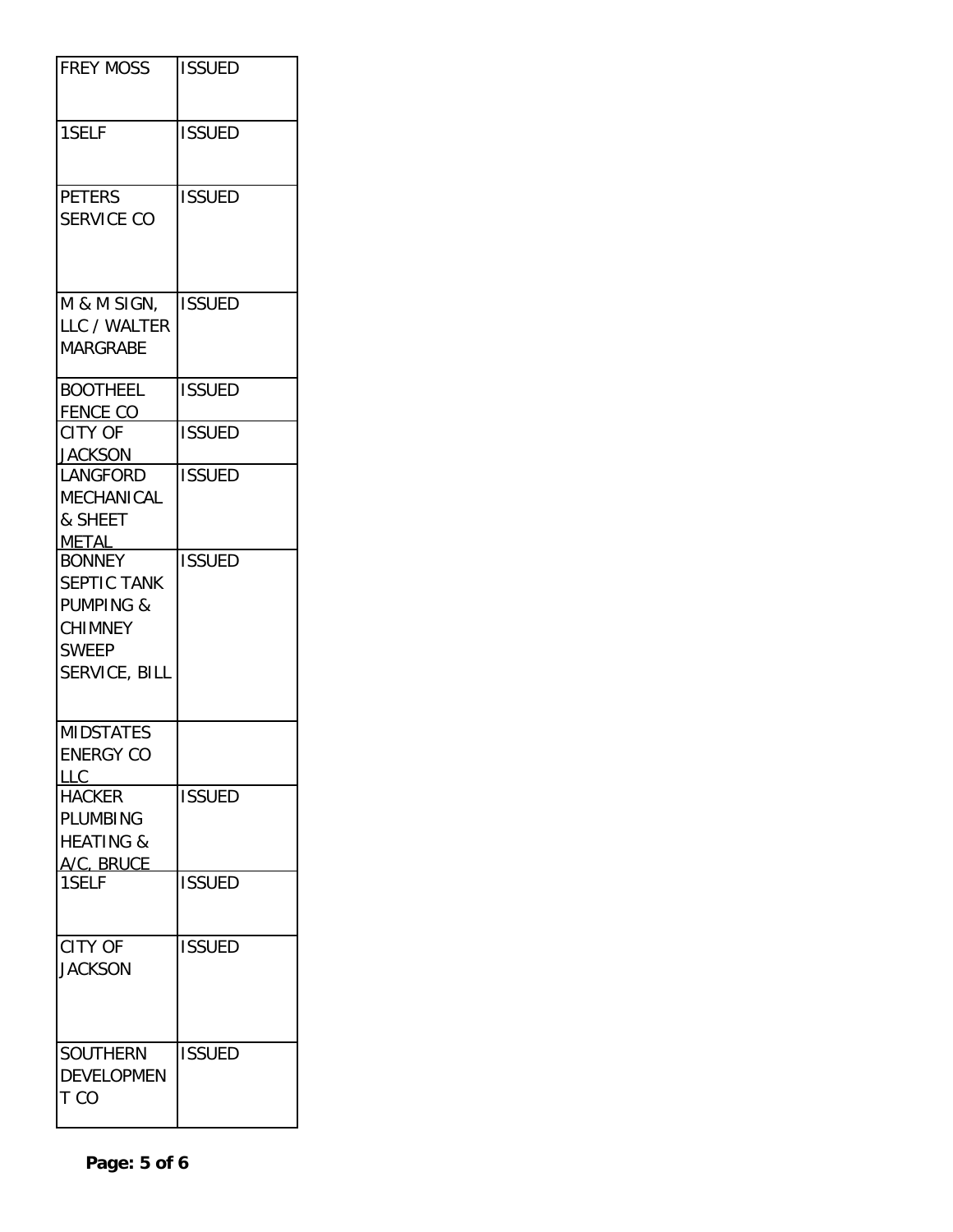| | |
|---|---|
| FREY MOSS | ISSUED |
| 1SELF | ISSUED |
| PETERS SERVICE CO | ISSUED |
| M & M SIGN, LLC / WALTER MARGRABE | ISSUED |
| BOOTHEEL FENCE CO | ISSUED |
| CITY OF JACKSON | ISSUED |
| LANGFORD MECHANICAL & SHEET METAL | ISSUED |
| BONNEY SEPTIC TANK PUMPING & CHIMNEY SWEEP SERVICE, BILL | ISSUED |
| MIDSTATES ENERGY CO LLC | |
| HACKER PLUMBING HEATING & A/C, BRUCE | ISSUED |
| 1SELF | ISSUED |
| CITY OF JACKSON | ISSUED |
| SOUTHERN DEVELOPMENT CO | ISSUED |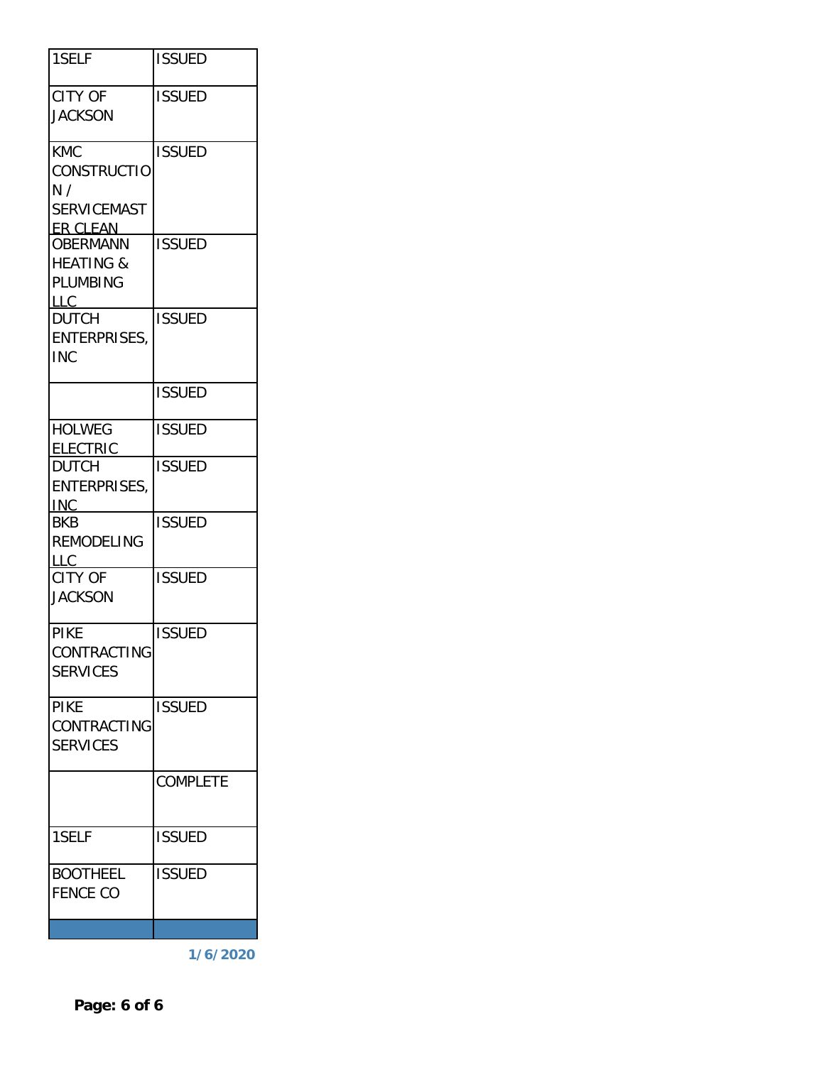| | |
|---|---|
| 1SELF | ISSUED |
| CITY OF JACKSON | ISSUED |
| KMC CONSTRUCTION / SERVICEMASTER CLEAN | ISSUED |
| OBERMANN HEATING & PLUMBING LLC | ISSUED |
| DUTCH ENTERPRISES, INC | ISSUED |
| | ISSUED |
| HOLWEG ELECTRIC | ISSUED |
| DUTCH ENTERPRISES, INC | ISSUED |
| BKB REMODELING LLC | ISSUED |
| CITY OF JACKSON | ISSUED |
| PIKE CONTRACTING SERVICES | ISSUED |
| PIKE CONTRACTING SERVICES | ISSUED |
| | COMPLETE |
| 1SELF | ISSUED |
| BOOTHEEL FENCE CO | ISSUED |
| | |

1/6/2020